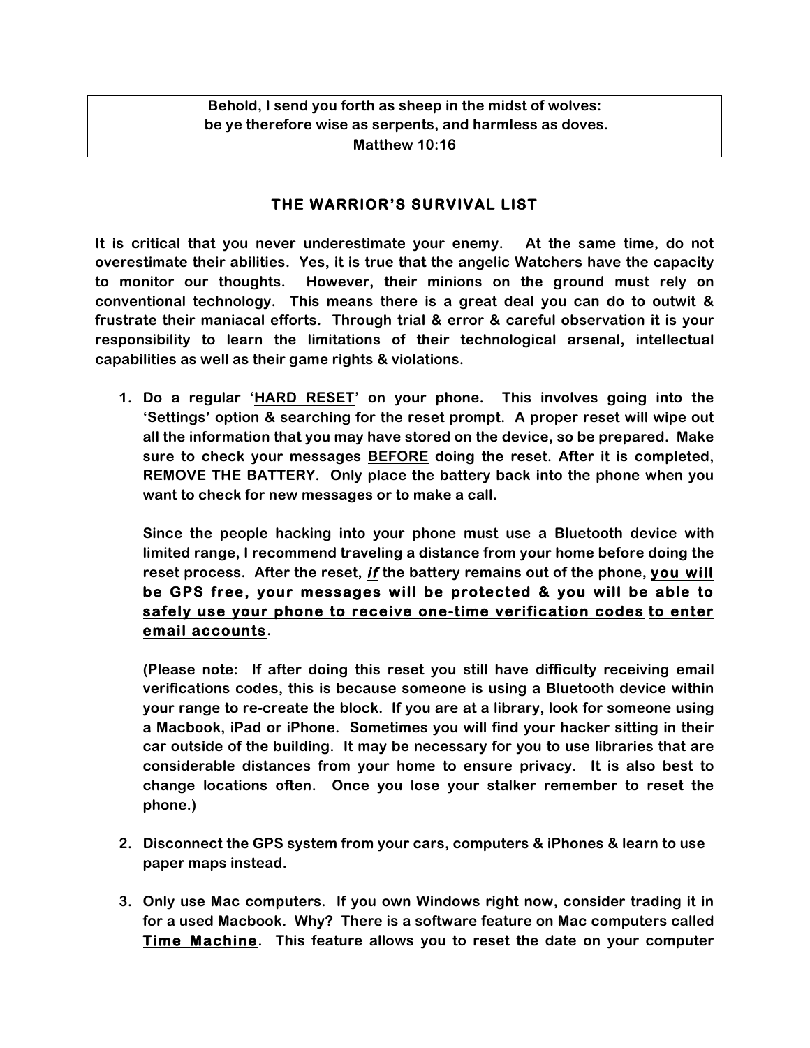> **Behold, I send you forth as sheep in the midst of wolves:**
> **be ye therefore wise as serpents, and harmless as doves.**
> **Matthew 10:16**

## THE WARRIOR'S SURVIVAL LIST

**It is critical that you never underestimate your enemy. At the same time, do not overestimate their abilities. Yes, it is true that the angelic Watchers have the capacity to monitor our thoughts. However, their minions on the ground must rely on conventional technology. This means there is a great deal you can do to outwit & frustrate their maniacal efforts. Through trial & error & careful observation it is your responsibility to learn the limitations of their technological arsenal, intellectual capabilities as well as their game rights & violations.**

1. **Do a regular '<u>HARD RESET</u>' on your phone. This involves going into the 'Settings' option & searching for the reset prompt. A proper reset will wipe out all the information that you may have stored on the device, so be prepared. Make sure to check your messages <u>BEFORE</u> doing the reset. After it is completed, <u>REMOVE THE BATTERY</u>. Only place the battery back into the phone when you want to check for new messages or to make a call.**

   **Since the people hacking into your phone must use a Bluetooth device with limited range, I recommend traveling a distance from your home before doing the reset process. After the reset, <u>*if*</u> the battery remains out of the phone, <u>you will be GPS free, your messages will be protected & you will be able to safely use your phone to receive one-time verification codes</u> <u>to enter email accounts</u>.**

   **(Please note: If after doing this reset you still have difficulty receiving email verifications codes, this is because someone is using a Bluetooth device within your range to re-create the block. If you are at a library, look for someone using a Macbook, iPad or iPhone. Sometimes you will find your hacker sitting in their car outside of the building. It may be necessary for you to use libraries that are considerable distances from your home to ensure privacy. It is also best to change locations often. Once you lose your stalker remember to reset the phone.)**

2. **Disconnect the GPS system from your cars, computers & iPhones & learn to use paper maps instead.**

3. **Only use Mac computers. If you own Windows right now, consider trading it in for a used Macbook. Why? There is a software feature on Mac computers called <u>Time Machine</u>. This feature allows you to reset the date on your computer**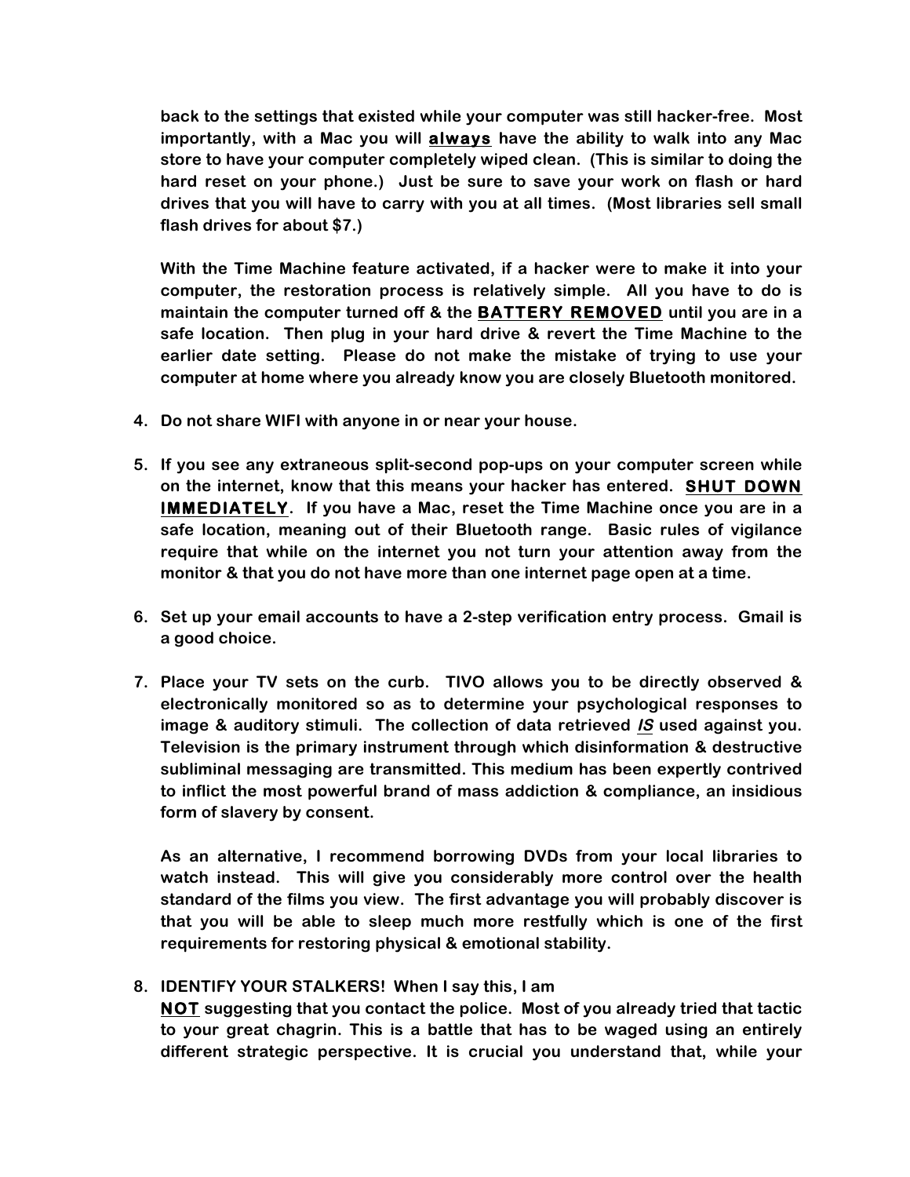**back to the settings that existed while your computer was still hacker-free. Most importantly, with a Mac you will <u>always</u> have the ability to walk into any Mac store to have your computer completely wiped clean. (This is similar to doing the hard reset on your phone.) Just be sure to save your work on flash or hard drives that you will have to carry with you at all times. (Most libraries sell small flash drives for about $7.)**

**With the Time Machine feature activated, if a hacker were to make it into your computer, the restoration process is relatively simple. All you have to do is maintain the computer turned off & the <u>BATTERY REMOVED</u> until you are in a safe location. Then plug in your hard drive & revert the Time Machine to the earlier date setting. Please do not make the mistake of trying to use your computer at home where you already know you are closely Bluetooth monitored.**

4. **Do not share WIFI with anyone in or near your house.**

5. **If you see any extraneous split-second pop-ups on your computer screen while on the internet, know that this means your hacker has entered. <u>SHUT DOWN IMMEDIATELY</u>. If you have a Mac, reset the Time Machine once you are in a safe location, meaning out of their Bluetooth range. Basic rules of vigilance require that while on the internet you not turn your attention away from the monitor & that you do not have more than one internet page open at a time.**

6. **Set up your email accounts to have a 2-step verification entry process. Gmail is a good choice.**

7. **Place your TV sets on the curb. TIVO allows you to be directly observed & electronically monitored so as to determine your psychological responses to image & auditory stimuli. The collection of data retrieved *<u>IS</u>* used against you. Television is the primary instrument through which disinformation & destructive subliminal messaging are transmitted. This medium has been expertly contrived to inflict the most powerful brand of mass addiction & compliance, an insidious form of slavery by consent.**

   **As an alternative, I recommend borrowing DVDs from your local libraries to watch instead. This will give you considerably more control over the health standard of the films you view. The first advantage you will probably discover is that you will be able to sleep much more restfully which is one of the first requirements for restoring physical & emotional stability.**

8. **IDENTIFY YOUR STALKERS! When I say this, I am <u>NOT</u> suggesting that you contact the police. Most of you already tried that tactic to your great chagrin. This is a battle that has to be waged using an entirely different strategic perspective. It is crucial you understand that, while your**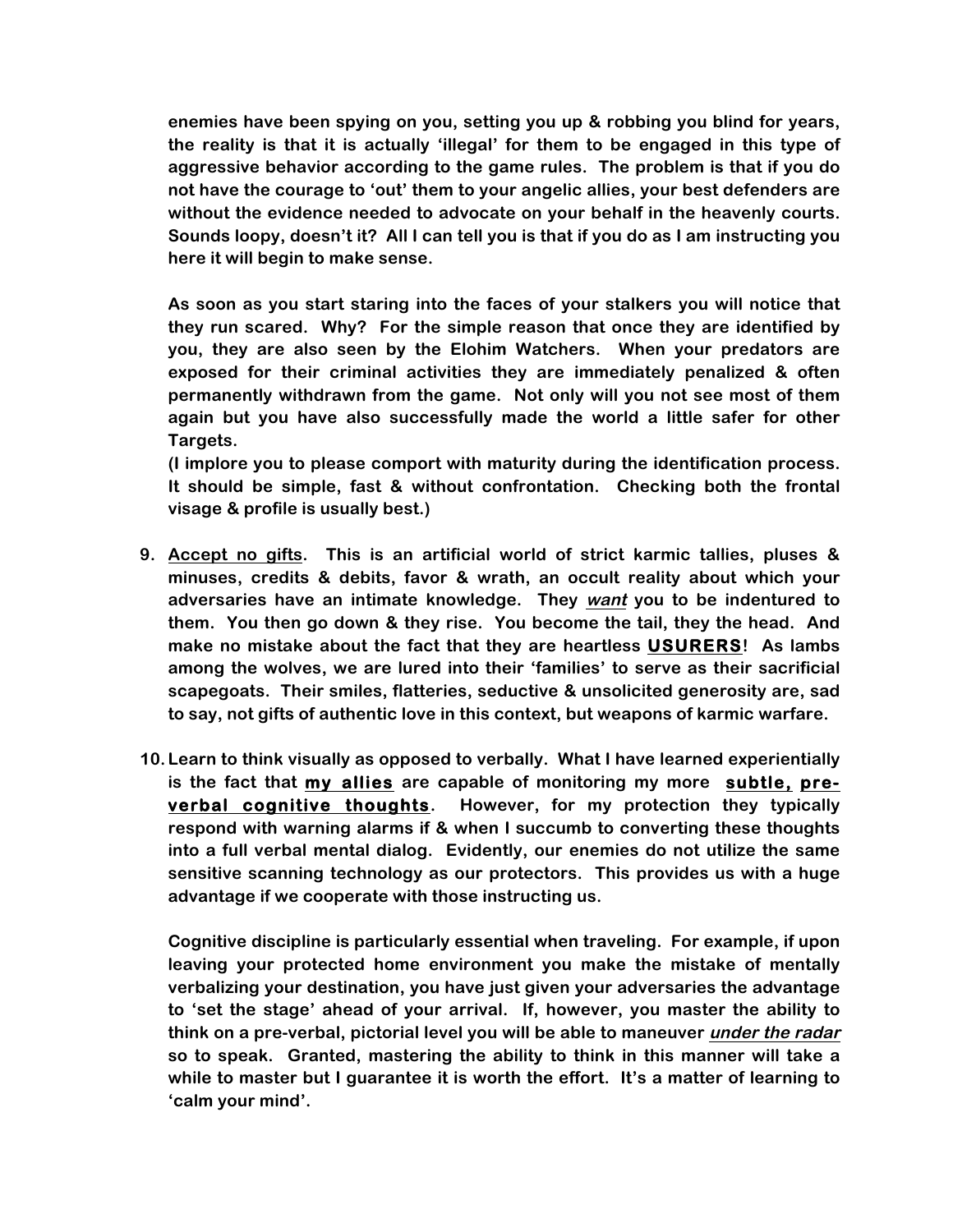**enemies have been spying on you, setting you up & robbing you blind for years, the reality is that it is actually 'illegal' for them to be engaged in this type of aggressive behavior according to the game rules. The problem is that if you do not have the courage to 'out' them to your angelic allies, your best defenders are without the evidence needed to advocate on your behalf in the heavenly courts. Sounds loopy, doesn't it? All I can tell you is that if you do as I am instructing you here it will begin to make sense.**

**As soon as you start staring into the faces of your stalkers you will notice that they run scared. Why? For the simple reason that once they are identified by you, they are also seen by the Elohim Watchers. When your predators are exposed for their criminal activities they are immediately penalized & often permanently withdrawn from the game. Not only will you not see most of them again but you have also successfully made the world a little safer for other Targets.**
**(I implore you to please comport with maturity during the identification process. It should be simple, fast & without confrontation. Checking both the frontal visage & profile is usually best.)**

9. **<u>Accept no gifts</u>. This is an artificial world of strict karmic tallies, pluses & minuses, credits & debits, favor & wrath, an occult reality about which your adversaries have an intimate knowledge. They *<u>want</u>* you to be indentured to them. You then go down & they rise. You become the tail, they the head. And make no mistake about the fact that they are heartless <u>USURERS</u>! As lambs among the wolves, we are lured into their 'families' to serve as their sacrificial scapegoats. Their smiles, flatteries, seductive & unsolicited generosity are, sad to say, not gifts of authentic love in this context, but weapons of karmic warfare.**

10. **Learn to think visually as opposed to verbally. What I have learned experientially is the fact that <u>my allies</u> are capable of monitoring my more <u>subtle, pre-verbal cognitive thoughts</u>. However, for my protection they typically respond with warning alarms if & when I succumb to converting these thoughts into a full verbal mental dialog. Evidently, our enemies do not utilize the same sensitive scanning technology as our protectors. This provides us with a huge advantage if we cooperate with those instructing us.**

    **Cognitive discipline is particularly essential when traveling. For example, if upon leaving your protected home environment you make the mistake of mentally verbalizing your destination, you have just given your adversaries the advantage to 'set the stage' ahead of your arrival. If, however, you master the ability to think on a pre-verbal, pictorial level you will be able to maneuver *<u>under the radar</u>* so to speak. Granted, mastering the ability to think in this manner will take a while to master but I guarantee it is worth the effort. It's a matter of learning to 'calm your mind'.**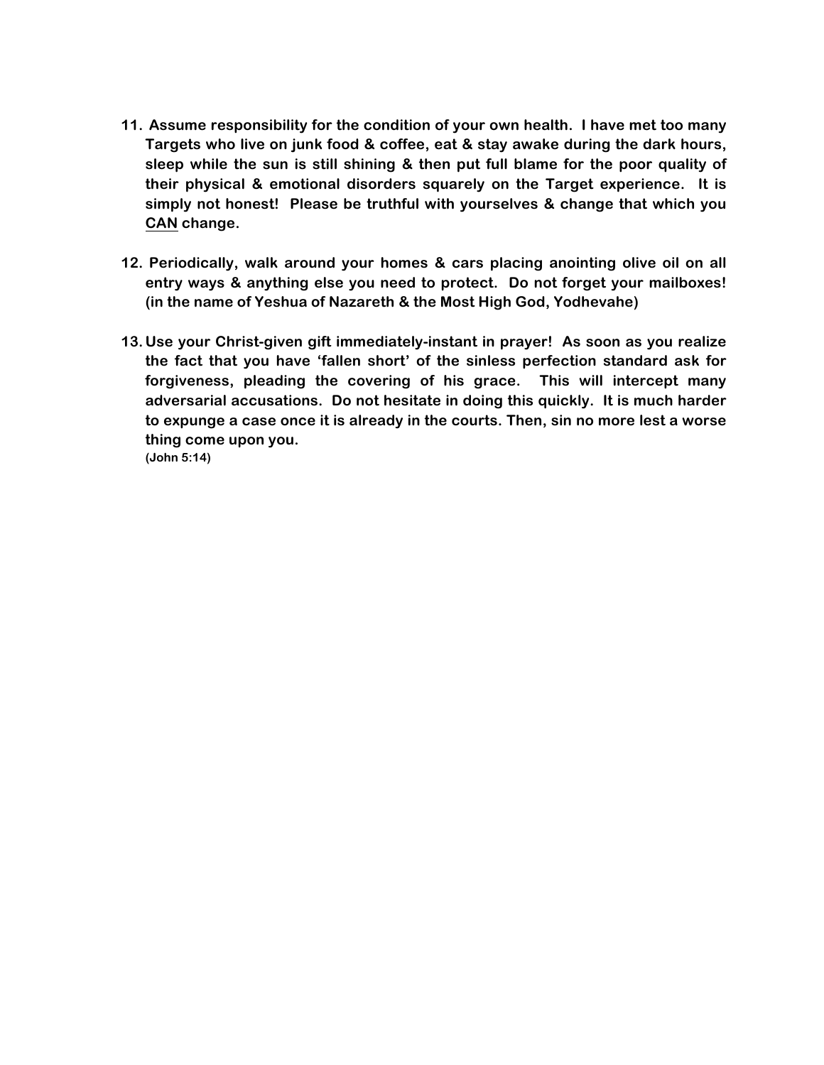**11. Assume responsibility for the condition of your own health. I have met too many Targets who live on junk food & coffee, eat & stay awake during the dark hours, sleep while the sun is still shining & then put full blame for the poor quality of their physical & emotional disorders squarely on the Target experience. It is simply not honest! Please be truthful with yourselves & change that which you <u>CAN</u> change.**

**12. Periodically, walk around your homes & cars placing anointing olive oil on all entry ways & anything else you need to protect. Do not forget your mailboxes! (in the name of Yeshua of Nazareth & the Most High God, Yodhevahe)**

**13. Use your Christ-given gift immediately-instant in prayer! As soon as you realize the fact that you have 'fallen short' of the sinless perfection standard ask for forgiveness, pleading the covering of his grace. This will intercept many adversarial accusations. Do not hesitate in doing this quickly. It is much harder to expunge a case once it is already in the courts. Then, sin no more lest a worse thing come upon you.**
**(John 5:14)**